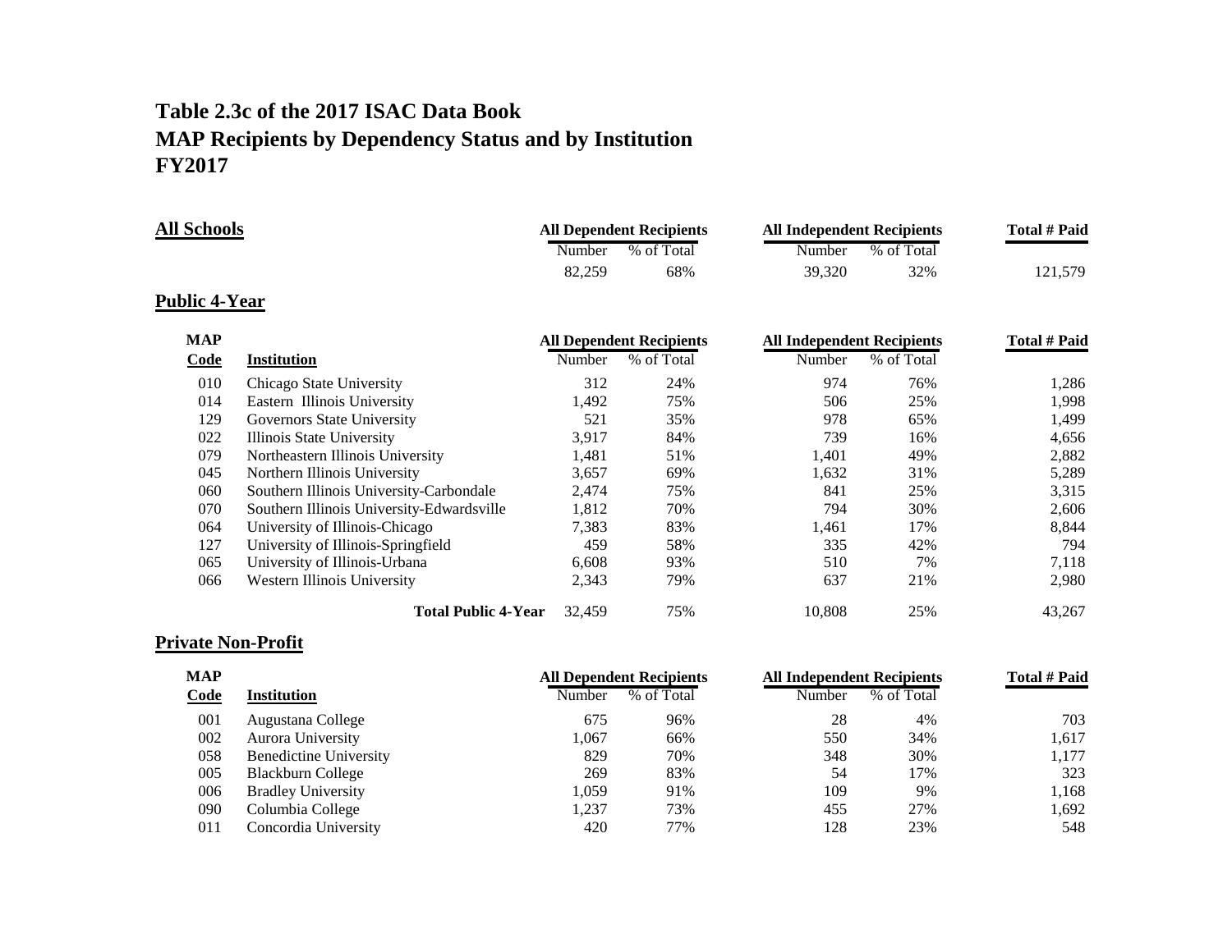# Table 2.3c of the 2017 ISAC Data Book
# MAP Recipients by Dependency Status and by Institution
# FY2017

## All Schools

| All Dependent Recipients | | All Independent Recipients | | Total # Paid |
|---|---|---|---|---|
| Number | % of Total | Number | % of Total | |
| 82,259 | 68% | 39,320 | 32% | 121,579 |

## Public 4-Year

| MAP Code | Institution | All Dependent Recipients | | All Independent Recipients | | Total # Paid |
|---|---|---|---|---|---|---|
| | | Number | % of Total | Number | % of Total | |
| 010 | Chicago State University | 312 | 24% | 974 | 76% | 1,286 |
| 014 | Eastern Illinois University | 1,492 | 75% | 506 | 25% | 1,998 |
| 129 | Governors State University | 521 | 35% | 978 | 65% | 1,499 |
| 022 | Illinois State University | 3,917 | 84% | 739 | 16% | 4,656 |
| 079 | Northeastern Illinois University | 1,481 | 51% | 1,401 | 49% | 2,882 |
| 045 | Northern Illinois University | 3,657 | 69% | 1,632 | 31% | 5,289 |
| 060 | Southern Illinois University-Carbondale | 2,474 | 75% | 841 | 25% | 3,315 |
| 070 | Southern Illinois University-Edwardsville | 1,812 | 70% | 794 | 30% | 2,606 |
| 064 | University of Illinois-Chicago | 7,383 | 83% | 1,461 | 17% | 8,844 |
| 127 | University of Illinois-Springfield | 459 | 58% | 335 | 42% | 794 |
| 065 | University of Illinois-Urbana | 6,608 | 93% | 510 | 7% | 7,118 |
| 066 | Western Illinois University | 2,343 | 79% | 637 | 21% | 2,980 |
| | **Total Public 4-Year** | 32,459 | 75% | 10,808 | 25% | 43,267 |

## Private Non-Profit

| MAP Code | Institution | All Dependent Recipients | | All Independent Recipients | | Total # Paid |
|---|---|---|---|---|---|---|
| | | Number | % of Total | Number | % of Total | |
| 001 | Augustana College | 675 | 96% | 28 | 4% | 703 |
| 002 | Aurora University | 1,067 | 66% | 550 | 34% | 1,617 |
| 058 | Benedictine University | 829 | 70% | 348 | 30% | 1,177 |
| 005 | Blackburn College | 269 | 83% | 54 | 17% | 323 |
| 006 | Bradley University | 1,059 | 91% | 109 | 9% | 1,168 |
| 090 | Columbia College | 1,237 | 73% | 455 | 27% | 1,692 |
| 011 | Concordia University | 420 | 77% | 128 | 23% | 548 |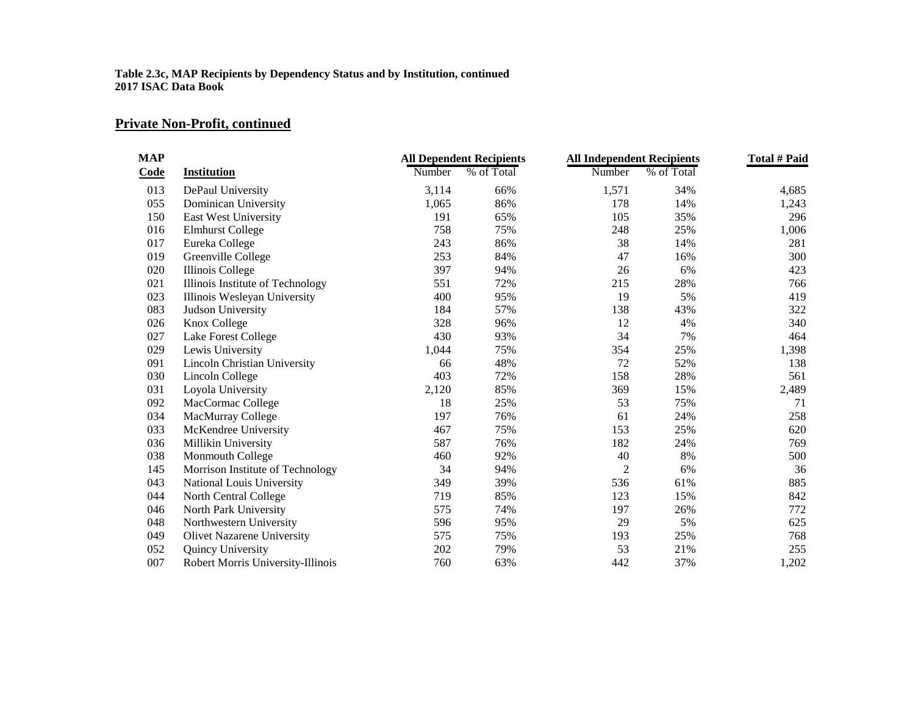**Table 2.3c, MAP Recipients by Dependency Status and by Institution, continued**
**2017 ISAC Data Book**

## Private Non-Profit, continued

| MAP Code | Institution | All Dependent Recipients | | All Independent Recipients | | Total # Paid |
|---|---|---|---|---|---|---|
| | | Number | % of Total | Number | % of Total | |
| 013 | DePaul University | 3,114 | 66% | 1,571 | 34% | 4,685 |
| 055 | Dominican University | 1,065 | 86% | 178 | 14% | 1,243 |
| 150 | East West University | 191 | 65% | 105 | 35% | 296 |
| 016 | Elmhurst College | 758 | 75% | 248 | 25% | 1,006 |
| 017 | Eureka College | 243 | 86% | 38 | 14% | 281 |
| 019 | Greenville College | 253 | 84% | 47 | 16% | 300 |
| 020 | Illinois College | 397 | 94% | 26 | 6% | 423 |
| 021 | Illinois Institute of Technology | 551 | 72% | 215 | 28% | 766 |
| 023 | Illinois Wesleyan University | 400 | 95% | 19 | 5% | 419 |
| 083 | Judson University | 184 | 57% | 138 | 43% | 322 |
| 026 | Knox College | 328 | 96% | 12 | 4% | 340 |
| 027 | Lake Forest College | 430 | 93% | 34 | 7% | 464 |
| 029 | Lewis University | 1,044 | 75% | 354 | 25% | 1,398 |
| 091 | Lincoln Christian University | 66 | 48% | 72 | 52% | 138 |
| 030 | Lincoln College | 403 | 72% | 158 | 28% | 561 |
| 031 | Loyola University | 2,120 | 85% | 369 | 15% | 2,489 |
| 092 | MacCormac College | 18 | 25% | 53 | 75% | 71 |
| 034 | MacMurray College | 197 | 76% | 61 | 24% | 258 |
| 033 | McKendree University | 467 | 75% | 153 | 25% | 620 |
| 036 | Millikin University | 587 | 76% | 182 | 24% | 769 |
| 038 | Monmouth College | 460 | 92% | 40 | 8% | 500 |
| 145 | Morrison Institute of Technology | 34 | 94% | 2 | 6% | 36 |
| 043 | National Louis University | 349 | 39% | 536 | 61% | 885 |
| 044 | North Central College | 719 | 85% | 123 | 15% | 842 |
| 046 | North Park University | 575 | 74% | 197 | 26% | 772 |
| 048 | Northwestern University | 596 | 95% | 29 | 5% | 625 |
| 049 | Olivet Nazarene University | 575 | 75% | 193 | 25% | 768 |
| 052 | Quincy University | 202 | 79% | 53 | 21% | 255 |
| 007 | Robert Morris University-Illinois | 760 | 63% | 442 | 37% | 1,202 |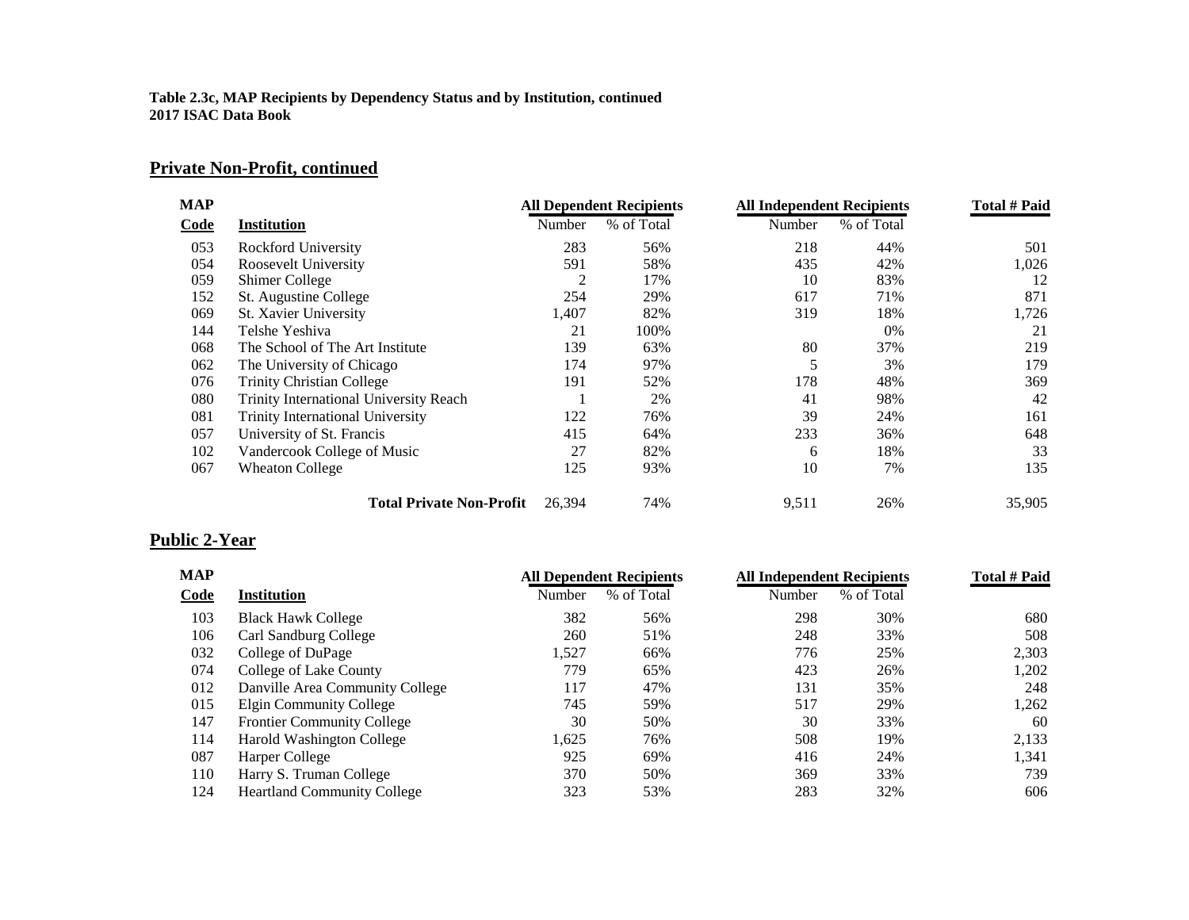**Table 2.3c, MAP Recipients by Dependency Status and by Institution, continued**
**2017 ISAC Data Book**

## Private Non-Profit, continued

| MAP | | All Dependent Recipients | | All Independent Recipients | | Total # Paid |
|---|---|---|---|---|---|---|
| Code | Institution | Number | % of Total | Number | % of Total | |
| 053 | Rockford University | 283 | 56% | 218 | 44% | 501 |
| 054 | Roosevelt University | 591 | 58% | 435 | 42% | 1,026 |
| 059 | Shimer College | 2 | 17% | 10 | 83% | 12 |
| 152 | St. Augustine College | 254 | 29% | 617 | 71% | 871 |
| 069 | St. Xavier University | 1,407 | 82% | 319 | 18% | 1,726 |
| 144 | Telshe Yeshiva | 21 | 100% | | 0% | 21 |
| 068 | The School of The Art Institute | 139 | 63% | 80 | 37% | 219 |
| 062 | The University of Chicago | 174 | 97% | 5 | 3% | 179 |
| 076 | Trinity Christian College | 191 | 52% | 178 | 48% | 369 |
| 080 | Trinity International University Reach | 1 | 2% | 41 | 98% | 42 |
| 081 | Trinity International University | 122 | 76% | 39 | 24% | 161 |
| 057 | University of St. Francis | 415 | 64% | 233 | 36% | 648 |
| 102 | Vandercook College of Music | 27 | 82% | 6 | 18% | 33 |
| 067 | Wheaton College | 125 | 93% | 10 | 7% | 135 |
| | **Total Private Non-Profit** | 26,394 | 74% | 9,511 | 26% | 35,905 |

## Public 2-Year

| MAP | | All Dependent Recipients | | All Independent Recipients | | Total # Paid |
|---|---|---|---|---|---|---|
| Code | Institution | Number | % of Total | Number | % of Total | |
| 103 | Black Hawk College | 382 | 56% | 298 | 30% | 680 |
| 106 | Carl Sandburg College | 260 | 51% | 248 | 33% | 508 |
| 032 | College of DuPage | 1,527 | 66% | 776 | 25% | 2,303 |
| 074 | College of Lake County | 779 | 65% | 423 | 26% | 1,202 |
| 012 | Danville Area Community College | 117 | 47% | 131 | 35% | 248 |
| 015 | Elgin Community College | 745 | 59% | 517 | 29% | 1,262 |
| 147 | Frontier Community College | 30 | 50% | 30 | 33% | 60 |
| 114 | Harold Washington College | 1,625 | 76% | 508 | 19% | 2,133 |
| 087 | Harper College | 925 | 69% | 416 | 24% | 1,341 |
| 110 | Harry S. Truman College | 370 | 50% | 369 | 33% | 739 |
| 124 | Heartland Community College | 323 | 53% | 283 | 32% | 606 |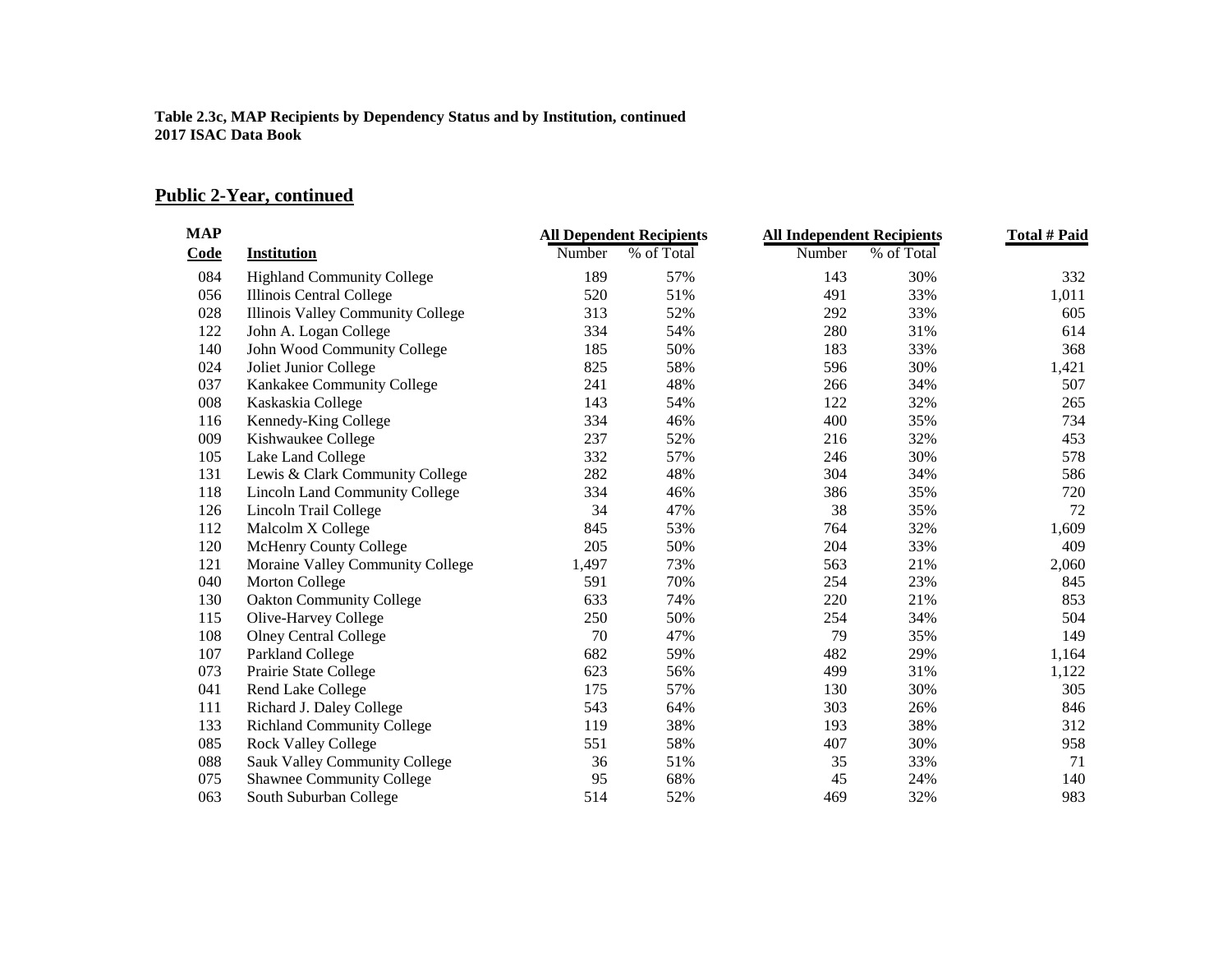**Table 2.3c, MAP Recipients by Dependency Status and by Institution, continued**
**2017 ISAC Data Book**

## Public 2-Year, continued

| MAP Code | Institution | All Dependent Recipients | | All Independent Recipients | | Total # Paid |
|---|---|---|---|---|---|---|
| | | Number | % of Total | Number | % of Total | |
| 084 | Highland Community College | 189 | 57% | 143 | 30% | 332 |
| 056 | Illinois Central College | 520 | 51% | 491 | 33% | 1,011 |
| 028 | Illinois Valley Community College | 313 | 52% | 292 | 33% | 605 |
| 122 | John A. Logan College | 334 | 54% | 280 | 31% | 614 |
| 140 | John Wood Community College | 185 | 50% | 183 | 33% | 368 |
| 024 | Joliet Junior College | 825 | 58% | 596 | 30% | 1,421 |
| 037 | Kankakee Community College | 241 | 48% | 266 | 34% | 507 |
| 008 | Kaskaskia College | 143 | 54% | 122 | 32% | 265 |
| 116 | Kennedy-King College | 334 | 46% | 400 | 35% | 734 |
| 009 | Kishwaukee College | 237 | 52% | 216 | 32% | 453 |
| 105 | Lake Land College | 332 | 57% | 246 | 30% | 578 |
| 131 | Lewis & Clark Community College | 282 | 48% | 304 | 34% | 586 |
| 118 | Lincoln Land Community College | 334 | 46% | 386 | 35% | 720 |
| 126 | Lincoln Trail College | 34 | 47% | 38 | 35% | 72 |
| 112 | Malcolm X College | 845 | 53% | 764 | 32% | 1,609 |
| 120 | McHenry County College | 205 | 50% | 204 | 33% | 409 |
| 121 | Moraine Valley Community College | 1,497 | 73% | 563 | 21% | 2,060 |
| 040 | Morton College | 591 | 70% | 254 | 23% | 845 |
| 130 | Oakton Community College | 633 | 74% | 220 | 21% | 853 |
| 115 | Olive-Harvey College | 250 | 50% | 254 | 34% | 504 |
| 108 | Olney Central College | 70 | 47% | 79 | 35% | 149 |
| 107 | Parkland College | 682 | 59% | 482 | 29% | 1,164 |
| 073 | Prairie State College | 623 | 56% | 499 | 31% | 1,122 |
| 041 | Rend Lake College | 175 | 57% | 130 | 30% | 305 |
| 111 | Richard J. Daley College | 543 | 64% | 303 | 26% | 846 |
| 133 | Richland Community College | 119 | 38% | 193 | 38% | 312 |
| 085 | Rock Valley College | 551 | 58% | 407 | 30% | 958 |
| 088 | Sauk Valley Community College | 36 | 51% | 35 | 33% | 71 |
| 075 | Shawnee Community College | 95 | 68% | 45 | 24% | 140 |
| 063 | South Suburban College | 514 | 52% | 469 | 32% | 983 |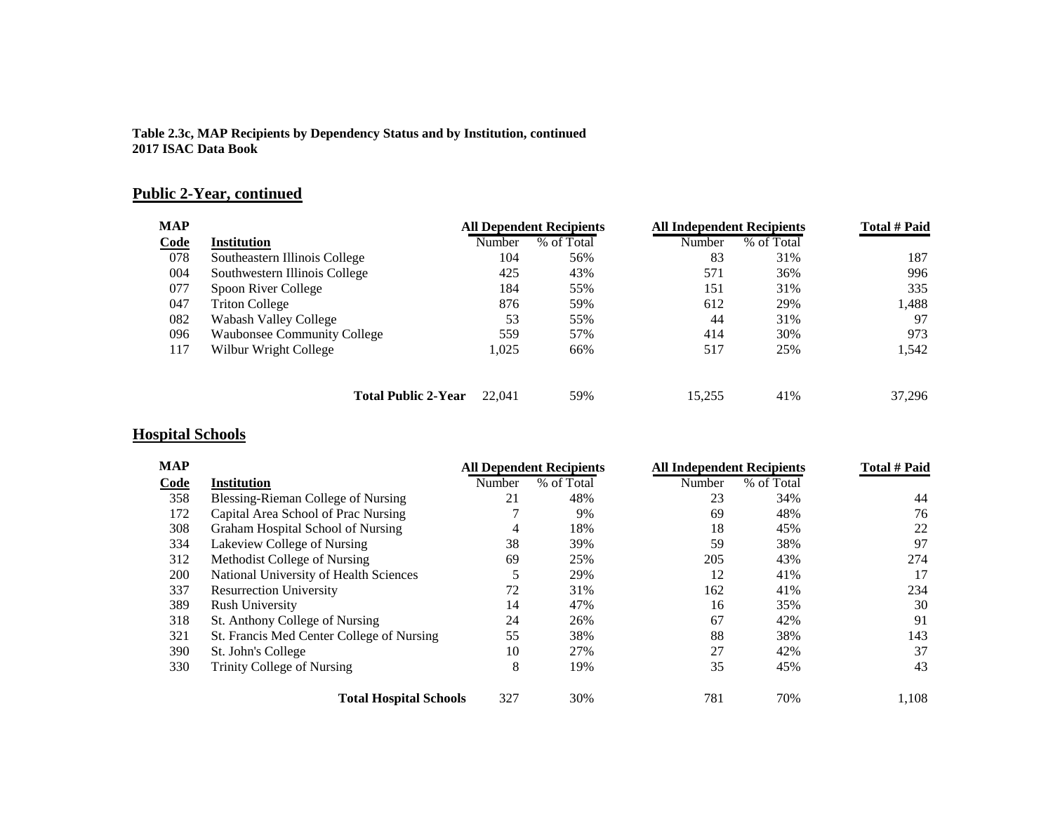**Table 2.3c, MAP Recipients by Dependency Status and by Institution, continued**
**2017 ISAC Data Book**

## Public 2-Year, continued

| MAP | | All Dependent Recipients | | All Independent Recipients | | Total # Paid |
|---|---|---|---|---|---|---|
| Code | Institution | Number | % of Total | Number | % of Total | |
| 078 | Southeastern Illinois College | 104 | 56% | 83 | 31% | 187 |
| 004 | Southwestern Illinois College | 425 | 43% | 571 | 36% | 996 |
| 077 | Spoon River College | 184 | 55% | 151 | 31% | 335 |
| 047 | Triton College | 876 | 59% | 612 | 29% | 1,488 |
| 082 | Wabash Valley College | 53 | 55% | 44 | 31% | 97 |
| 096 | Waubonsee Community College | 559 | 57% | 414 | 30% | 973 |
| 117 | Wilbur Wright College | 1,025 | 66% | 517 | 25% | 1,542 |
| | **Total Public 2-Year** | 22,041 | 59% | 15,255 | 41% | 37,296 |

## Hospital Schools

| MAP | | All Dependent Recipients | | All Independent Recipients | | Total # Paid |
|---|---|---|---|---|---|---|
| Code | Institution | Number | % of Total | Number | % of Total | |
| 358 | Blessing-Rieman College of Nursing | 21 | 48% | 23 | 34% | 44 |
| 172 | Capital Area School of Prac Nursing | 7 | 9% | 69 | 48% | 76 |
| 308 | Graham Hospital School of Nursing | 4 | 18% | 18 | 45% | 22 |
| 334 | Lakeview College of Nursing | 38 | 39% | 59 | 38% | 97 |
| 312 | Methodist College of Nursing | 69 | 25% | 205 | 43% | 274 |
| 200 | National University of Health Sciences | 5 | 29% | 12 | 41% | 17 |
| 337 | Resurrection University | 72 | 31% | 162 | 41% | 234 |
| 389 | Rush University | 14 | 47% | 16 | 35% | 30 |
| 318 | St. Anthony College of Nursing | 24 | 26% | 67 | 42% | 91 |
| 321 | St. Francis Med Center College of Nursing | 55 | 38% | 88 | 38% | 143 |
| 390 | St. John's College | 10 | 27% | 27 | 42% | 37 |
| 330 | Trinity College of Nursing | 8 | 19% | 35 | 45% | 43 |
| | **Total Hospital Schools** | 327 | 30% | 781 | 70% | 1,108 |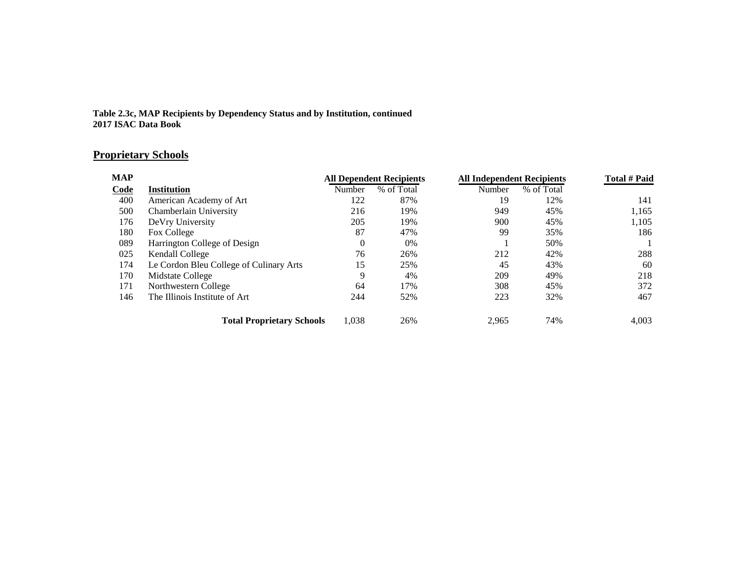**Table 2.3c, MAP Recipients by Dependency Status and by Institution, continued**
**2017 ISAC Data Book**

## Proprietary Schools

| MAP Code | Institution | All Dependent Recipients Number | % of Total | All Independent Recipients Number | % of Total | Total # Paid |
|---|---|---|---|---|---|---|
| 400 | American Academy of Art | 122 | 87% | 19 | 12% | 141 |
| 500 | Chamberlain University | 216 | 19% | 949 | 45% | 1,165 |
| 176 | DeVry University | 205 | 19% | 900 | 45% | 1,105 |
| 180 | Fox College | 87 | 47% | 99 | 35% | 186 |
| 089 | Harrington College of Design | 0 | 0% | 1 | 50% | 1 |
| 025 | Kendall College | 76 | 26% | 212 | 42% | 288 |
| 174 | Le Cordon Bleu College of Culinary Arts | 15 | 25% | 45 | 43% | 60 |
| 170 | Midstate College | 9 | 4% | 209 | 49% | 218 |
| 171 | Northwestern College | 64 | 17% | 308 | 45% | 372 |
| 146 | The Illinois Institute of Art | 244 | 52% | 223 | 32% | 467 |
| | **Total Proprietary Schools** | 1,038 | 26% | 2,965 | 74% | 4,003 |